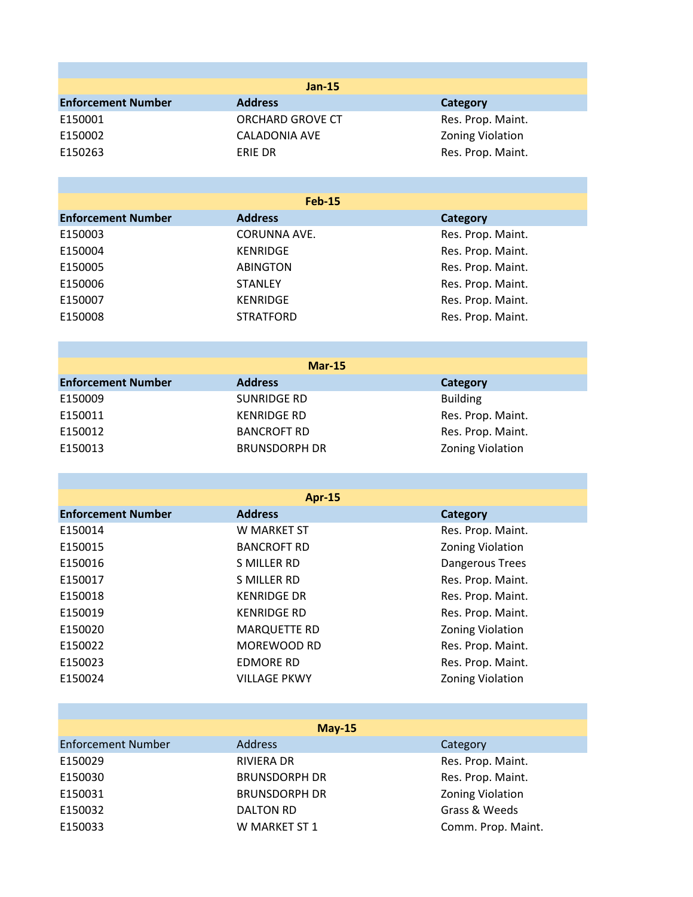**Jan-15**

| Enforcement Number | Address | Category |
|---|---|---|
| E150001 | ORCHARD GROVE CT | Res. Prop. Maint. |
| E150002 | CALADONIA AVE | Zoning Violation |
| E150263 | ERIE DR | Res. Prop. Maint. |

**Feb-15**

| Enforcement Number | Address | Category |
|---|---|---|
| E150003 | CORUNNA AVE. | Res. Prop. Maint. |
| E150004 | KENRIDGE | Res. Prop. Maint. |
| E150005 | ABINGTON | Res. Prop. Maint. |
| E150006 | STANLEY | Res. Prop. Maint. |
| E150007 | KENRIDGE | Res. Prop. Maint. |
| E150008 | STRATFORD | Res. Prop. Maint. |

**Mar-15**

| Enforcement Number | Address | Category |
|---|---|---|
| E150009 | SUNRIDGE RD | Building |
| E150011 | KENRIDGE RD | Res. Prop. Maint. |
| E150012 | BANCROFT RD | Res. Prop. Maint. |
| E150013 | BRUNSDORPH DR | Zoning Violation |

**Apr-15**

| Enforcement Number | Address | Category |
|---|---|---|
| E150014 | W MARKET ST | Res. Prop. Maint. |
| E150015 | BANCROFT RD | Zoning Violation |
| E150016 | S MILLER RD | Dangerous Trees |
| E150017 | S MILLER RD | Res. Prop. Maint. |
| E150018 | KENRIDGE DR | Res. Prop. Maint. |
| E150019 | KENRIDGE RD | Res. Prop. Maint. |
| E150020 | MARQUETTE RD | Zoning Violation |
| E150022 | MOREWOOD RD | Res. Prop. Maint. |
| E150023 | EDMORE RD | Res. Prop. Maint. |
| E150024 | VILLAGE PKWY | Zoning Violation |

**May-15**

| Enforcement Number | Address | Category |
|---|---|---|
| E150029 | RIVIERA DR | Res. Prop. Maint. |
| E150030 | BRUNSDORPH DR | Res. Prop. Maint. |
| E150031 | BRUNSDORPH DR | Zoning Violation |
| E150032 | DALTON RD | Grass & Weeds |
| E150033 | W MARKET ST 1 | Comm. Prop. Maint. |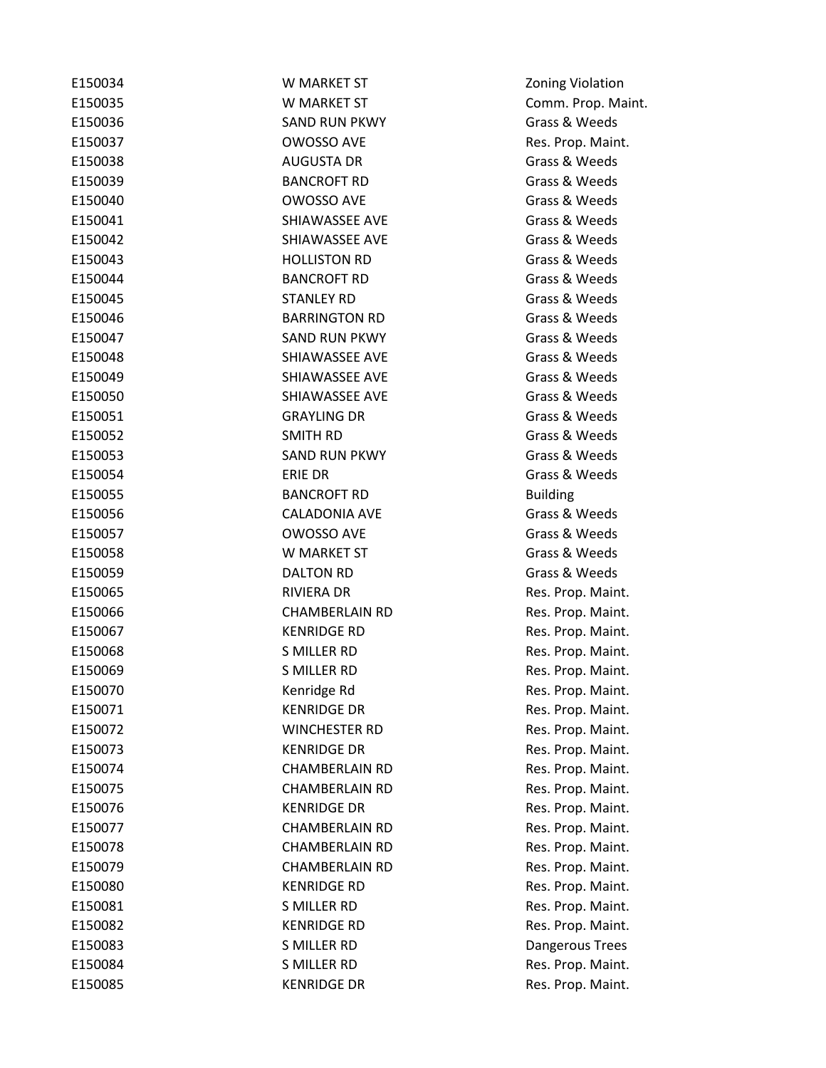| | | |
|---|---|---|
| E150034 | W MARKET ST | Zoning Violation |
| E150035 | W MARKET ST | Comm. Prop. Maint. |
| E150036 | SAND RUN PKWY | Grass & Weeds |
| E150037 | OWOSSO AVE | Res. Prop. Maint. |
| E150038 | AUGUSTA DR | Grass & Weeds |
| E150039 | BANCROFT RD | Grass & Weeds |
| E150040 | OWOSSO AVE | Grass & Weeds |
| E150041 | SHIAWASSEE AVE | Grass & Weeds |
| E150042 | SHIAWASSEE AVE | Grass & Weeds |
| E150043 | HOLLISTON RD | Grass & Weeds |
| E150044 | BANCROFT RD | Grass & Weeds |
| E150045 | STANLEY RD | Grass & Weeds |
| E150046 | BARRINGTON RD | Grass & Weeds |
| E150047 | SAND RUN PKWY | Grass & Weeds |
| E150048 | SHIAWASSEE AVE | Grass & Weeds |
| E150049 | SHIAWASSEE AVE | Grass & Weeds |
| E150050 | SHIAWASSEE AVE | Grass & Weeds |
| E150051 | GRAYLING DR | Grass & Weeds |
| E150052 | SMITH RD | Grass & Weeds |
| E150053 | SAND RUN PKWY | Grass & Weeds |
| E150054 | ERIE DR | Grass & Weeds |
| E150055 | BANCROFT RD | Building |
| E150056 | CALADONIA AVE | Grass & Weeds |
| E150057 | OWOSSO AVE | Grass & Weeds |
| E150058 | W MARKET ST | Grass & Weeds |
| E150059 | DALTON RD | Grass & Weeds |
| E150065 | RIVIERA DR | Res. Prop. Maint. |
| E150066 | CHAMBERLAIN RD | Res. Prop. Maint. |
| E150067 | KENRIDGE RD | Res. Prop. Maint. |
| E150068 | S MILLER RD | Res. Prop. Maint. |
| E150069 | S MILLER RD | Res. Prop. Maint. |
| E150070 | Kenridge Rd | Res. Prop. Maint. |
| E150071 | KENRIDGE DR | Res. Prop. Maint. |
| E150072 | WINCHESTER RD | Res. Prop. Maint. |
| E150073 | KENRIDGE DR | Res. Prop. Maint. |
| E150074 | CHAMBERLAIN RD | Res. Prop. Maint. |
| E150075 | CHAMBERLAIN RD | Res. Prop. Maint. |
| E150076 | KENRIDGE DR | Res. Prop. Maint. |
| E150077 | CHAMBERLAIN RD | Res. Prop. Maint. |
| E150078 | CHAMBERLAIN RD | Res. Prop. Maint. |
| E150079 | CHAMBERLAIN RD | Res. Prop. Maint. |
| E150080 | KENRIDGE RD | Res. Prop. Maint. |
| E150081 | S MILLER RD | Res. Prop. Maint. |
| E150082 | KENRIDGE RD | Res. Prop. Maint. |
| E150083 | S MILLER RD | Dangerous Trees |
| E150084 | S MILLER RD | Res. Prop. Maint. |
| E150085 | KENRIDGE DR | Res. Prop. Maint. |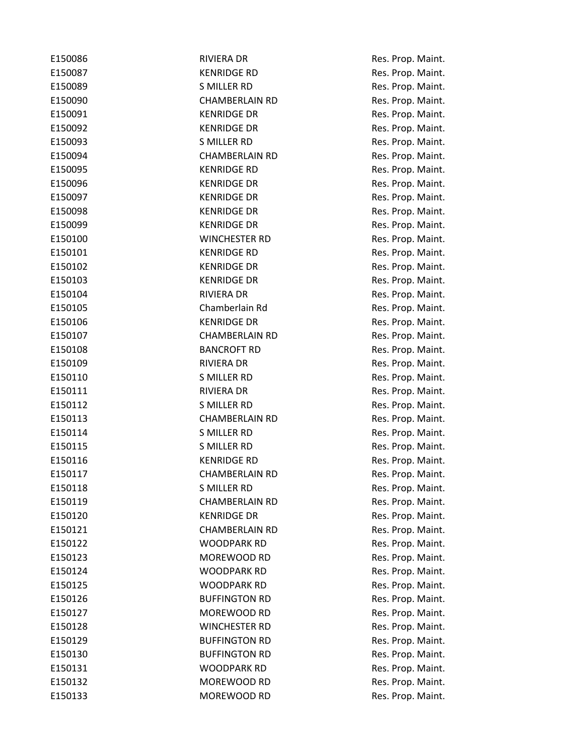| | | |
|---|---|---|
| E150086 | RIVIERA DR | Res. Prop. Maint. |
| E150087 | KENRIDGE RD | Res. Prop. Maint. |
| E150089 | S MILLER RD | Res. Prop. Maint. |
| E150090 | CHAMBERLAIN RD | Res. Prop. Maint. |
| E150091 | KENRIDGE DR | Res. Prop. Maint. |
| E150092 | KENRIDGE DR | Res. Prop. Maint. |
| E150093 | S MILLER RD | Res. Prop. Maint. |
| E150094 | CHAMBERLAIN RD | Res. Prop. Maint. |
| E150095 | KENRIDGE RD | Res. Prop. Maint. |
| E150096 | KENRIDGE DR | Res. Prop. Maint. |
| E150097 | KENRIDGE DR | Res. Prop. Maint. |
| E150098 | KENRIDGE DR | Res. Prop. Maint. |
| E150099 | KENRIDGE DR | Res. Prop. Maint. |
| E150100 | WINCHESTER RD | Res. Prop. Maint. |
| E150101 | KENRIDGE RD | Res. Prop. Maint. |
| E150102 | KENRIDGE DR | Res. Prop. Maint. |
| E150103 | KENRIDGE DR | Res. Prop. Maint. |
| E150104 | RIVIERA DR | Res. Prop. Maint. |
| E150105 | Chamberlain Rd | Res. Prop. Maint. |
| E150106 | KENRIDGE DR | Res. Prop. Maint. |
| E150107 | CHAMBERLAIN RD | Res. Prop. Maint. |
| E150108 | BANCROFT RD | Res. Prop. Maint. |
| E150109 | RIVIERA DR | Res. Prop. Maint. |
| E150110 | S MILLER RD | Res. Prop. Maint. |
| E150111 | RIVIERA DR | Res. Prop. Maint. |
| E150112 | S MILLER RD | Res. Prop. Maint. |
| E150113 | CHAMBERLAIN RD | Res. Prop. Maint. |
| E150114 | S MILLER RD | Res. Prop. Maint. |
| E150115 | S MILLER RD | Res. Prop. Maint. |
| E150116 | KENRIDGE RD | Res. Prop. Maint. |
| E150117 | CHAMBERLAIN RD | Res. Prop. Maint. |
| E150118 | S MILLER RD | Res. Prop. Maint. |
| E150119 | CHAMBERLAIN RD | Res. Prop. Maint. |
| E150120 | KENRIDGE DR | Res. Prop. Maint. |
| E150121 | CHAMBERLAIN RD | Res. Prop. Maint. |
| E150122 | WOODPARK RD | Res. Prop. Maint. |
| E150123 | MOREWOOD RD | Res. Prop. Maint. |
| E150124 | WOODPARK RD | Res. Prop. Maint. |
| E150125 | WOODPARK RD | Res. Prop. Maint. |
| E150126 | BUFFINGTON RD | Res. Prop. Maint. |
| E150127 | MOREWOOD RD | Res. Prop. Maint. |
| E150128 | WINCHESTER RD | Res. Prop. Maint. |
| E150129 | BUFFINGTON RD | Res. Prop. Maint. |
| E150130 | BUFFINGTON RD | Res. Prop. Maint. |
| E150131 | WOODPARK RD | Res. Prop. Maint. |
| E150132 | MOREWOOD RD | Res. Prop. Maint. |
| E150133 | MOREWOOD RD | Res. Prop. Maint. |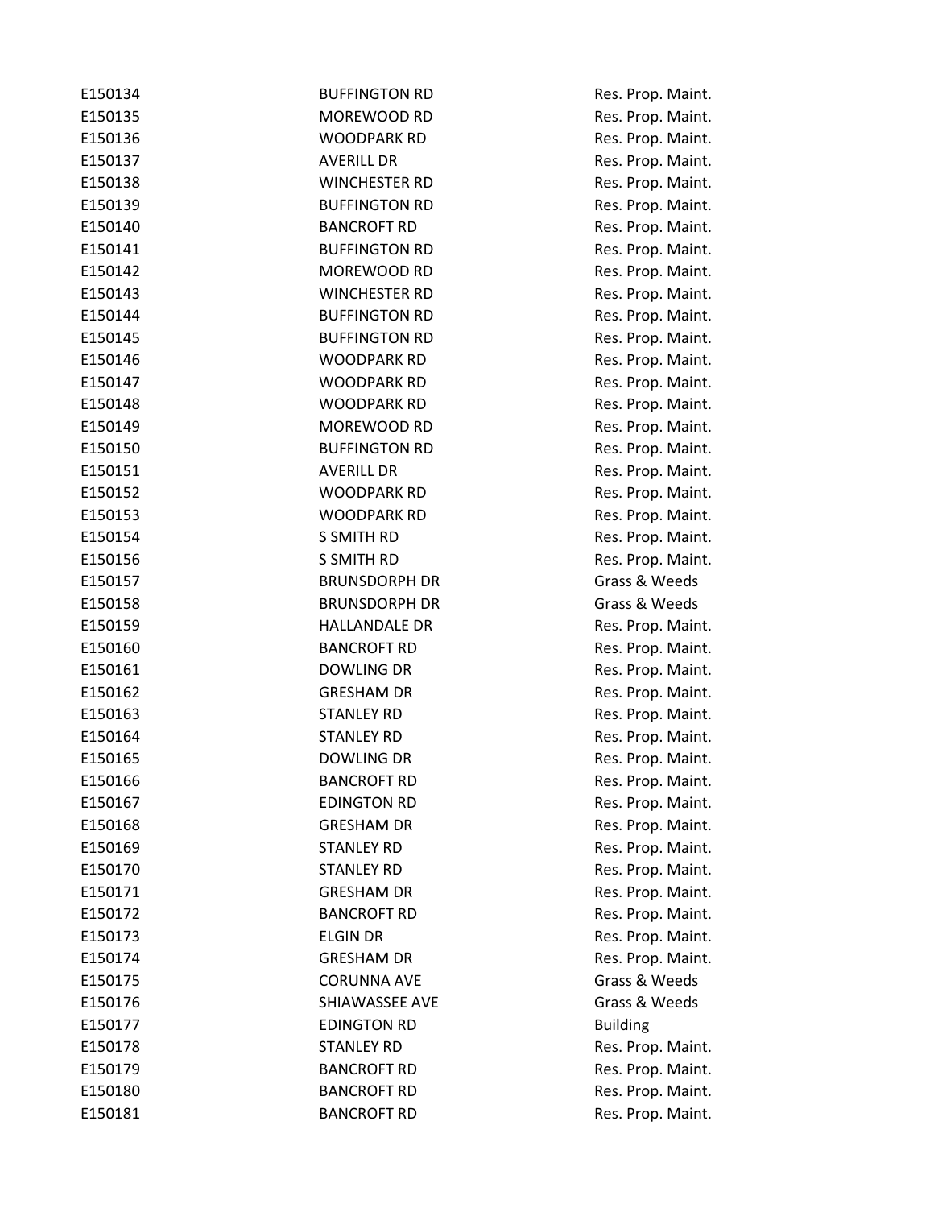| | | |
|---|---|---|
| E150134 | BUFFINGTON RD | Res. Prop. Maint. |
| E150135 | MOREWOOD RD | Res. Prop. Maint. |
| E150136 | WOODPARK RD | Res. Prop. Maint. |
| E150137 | AVERILL DR | Res. Prop. Maint. |
| E150138 | WINCHESTER RD | Res. Prop. Maint. |
| E150139 | BUFFINGTON RD | Res. Prop. Maint. |
| E150140 | BANCROFT RD | Res. Prop. Maint. |
| E150141 | BUFFINGTON RD | Res. Prop. Maint. |
| E150142 | MOREWOOD RD | Res. Prop. Maint. |
| E150143 | WINCHESTER RD | Res. Prop. Maint. |
| E150144 | BUFFINGTON RD | Res. Prop. Maint. |
| E150145 | BUFFINGTON RD | Res. Prop. Maint. |
| E150146 | WOODPARK RD | Res. Prop. Maint. |
| E150147 | WOODPARK RD | Res. Prop. Maint. |
| E150148 | WOODPARK RD | Res. Prop. Maint. |
| E150149 | MOREWOOD RD | Res. Prop. Maint. |
| E150150 | BUFFINGTON RD | Res. Prop. Maint. |
| E150151 | AVERILL DR | Res. Prop. Maint. |
| E150152 | WOODPARK RD | Res. Prop. Maint. |
| E150153 | WOODPARK RD | Res. Prop. Maint. |
| E150154 | S SMITH RD | Res. Prop. Maint. |
| E150156 | S SMITH RD | Res. Prop. Maint. |
| E150157 | BRUNSDORPH DR | Grass & Weeds |
| E150158 | BRUNSDORPH DR | Grass & Weeds |
| E150159 | HALLANDALE DR | Res. Prop. Maint. |
| E150160 | BANCROFT RD | Res. Prop. Maint. |
| E150161 | DOWLING DR | Res. Prop. Maint. |
| E150162 | GRESHAM DR | Res. Prop. Maint. |
| E150163 | STANLEY RD | Res. Prop. Maint. |
| E150164 | STANLEY RD | Res. Prop. Maint. |
| E150165 | DOWLING DR | Res. Prop. Maint. |
| E150166 | BANCROFT RD | Res. Prop. Maint. |
| E150167 | EDINGTON RD | Res. Prop. Maint. |
| E150168 | GRESHAM DR | Res. Prop. Maint. |
| E150169 | STANLEY RD | Res. Prop. Maint. |
| E150170 | STANLEY RD | Res. Prop. Maint. |
| E150171 | GRESHAM DR | Res. Prop. Maint. |
| E150172 | BANCROFT RD | Res. Prop. Maint. |
| E150173 | ELGIN DR | Res. Prop. Maint. |
| E150174 | GRESHAM DR | Res. Prop. Maint. |
| E150175 | CORUNNA AVE | Grass & Weeds |
| E150176 | SHIAWASSEE AVE | Grass & Weeds |
| E150177 | EDINGTON RD | Building |
| E150178 | STANLEY RD | Res. Prop. Maint. |
| E150179 | BANCROFT RD | Res. Prop. Maint. |
| E150180 | BANCROFT RD | Res. Prop. Maint. |
| E150181 | BANCROFT RD | Res. Prop. Maint. |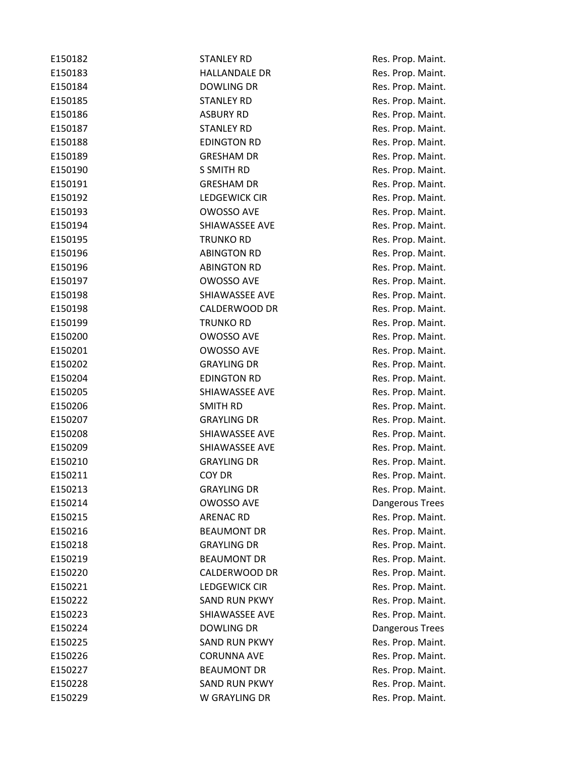| | | |
|---|---|---|
| E150182 | STANLEY RD | Res. Prop. Maint. |
| E150183 | HALLANDALE DR | Res. Prop. Maint. |
| E150184 | DOWLING DR | Res. Prop. Maint. |
| E150185 | STANLEY RD | Res. Prop. Maint. |
| E150186 | ASBURY RD | Res. Prop. Maint. |
| E150187 | STANLEY RD | Res. Prop. Maint. |
| E150188 | EDINGTON RD | Res. Prop. Maint. |
| E150189 | GRESHAM DR | Res. Prop. Maint. |
| E150190 | S SMITH RD | Res. Prop. Maint. |
| E150191 | GRESHAM DR | Res. Prop. Maint. |
| E150192 | LEDGEWICK CIR | Res. Prop. Maint. |
| E150193 | OWOSSO AVE | Res. Prop. Maint. |
| E150194 | SHIAWASSEE AVE | Res. Prop. Maint. |
| E150195 | TRUNKO RD | Res. Prop. Maint. |
| E150196 | ABINGTON RD | Res. Prop. Maint. |
| E150196 | ABINGTON RD | Res. Prop. Maint. |
| E150197 | OWOSSO AVE | Res. Prop. Maint. |
| E150198 | SHIAWASSEE AVE | Res. Prop. Maint. |
| E150198 | CALDERWOOD DR | Res. Prop. Maint. |
| E150199 | TRUNKO RD | Res. Prop. Maint. |
| E150200 | OWOSSO AVE | Res. Prop. Maint. |
| E150201 | OWOSSO AVE | Res. Prop. Maint. |
| E150202 | GRAYLING DR | Res. Prop. Maint. |
| E150204 | EDINGTON RD | Res. Prop. Maint. |
| E150205 | SHIAWASSEE AVE | Res. Prop. Maint. |
| E150206 | SMITH RD | Res. Prop. Maint. |
| E150207 | GRAYLING DR | Res. Prop. Maint. |
| E150208 | SHIAWASSEE AVE | Res. Prop. Maint. |
| E150209 | SHIAWASSEE AVE | Res. Prop. Maint. |
| E150210 | GRAYLING DR | Res. Prop. Maint. |
| E150211 | COY DR | Res. Prop. Maint. |
| E150213 | GRAYLING DR | Res. Prop. Maint. |
| E150214 | OWOSSO AVE | Dangerous Trees |
| E150215 | ARENAC RD | Res. Prop. Maint. |
| E150216 | BEAUMONT DR | Res. Prop. Maint. |
| E150218 | GRAYLING DR | Res. Prop. Maint. |
| E150219 | BEAUMONT DR | Res. Prop. Maint. |
| E150220 | CALDERWOOD DR | Res. Prop. Maint. |
| E150221 | LEDGEWICK CIR | Res. Prop. Maint. |
| E150222 | SAND RUN PKWY | Res. Prop. Maint. |
| E150223 | SHIAWASSEE AVE | Res. Prop. Maint. |
| E150224 | DOWLING DR | Dangerous Trees |
| E150225 | SAND RUN PKWY | Res. Prop. Maint. |
| E150226 | CORUNNA AVE | Res. Prop. Maint. |
| E150227 | BEAUMONT DR | Res. Prop. Maint. |
| E150228 | SAND RUN PKWY | Res. Prop. Maint. |
| E150229 | W GRAYLING DR | Res. Prop. Maint. |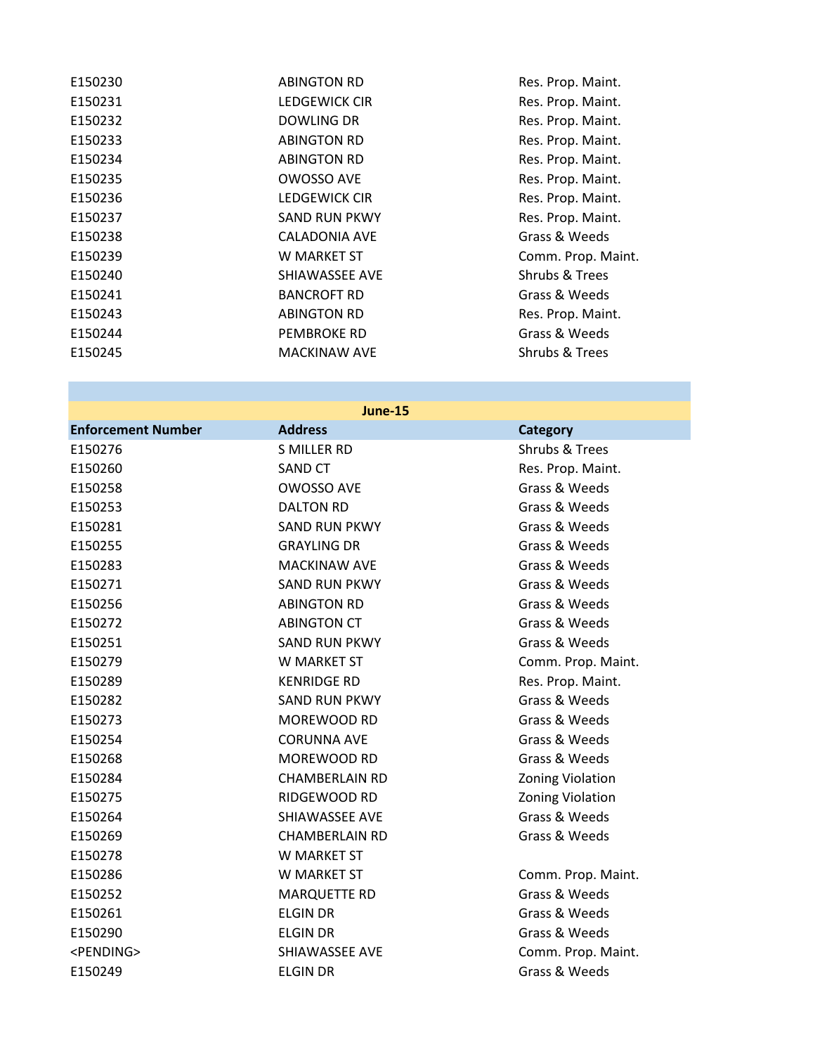| | | |
|---|---|---|
| E150230 | ABINGTON RD | Res. Prop. Maint. |
| E150231 | LEDGEWICK CIR | Res. Prop. Maint. |
| E150232 | DOWLING DR | Res. Prop. Maint. |
| E150233 | ABINGTON RD | Res. Prop. Maint. |
| E150234 | ABINGTON RD | Res. Prop. Maint. |
| E150235 | OWOSSO AVE | Res. Prop. Maint. |
| E150236 | LEDGEWICK CIR | Res. Prop. Maint. |
| E150237 | SAND RUN PKWY | Res. Prop. Maint. |
| E150238 | CALADONIA AVE | Grass & Weeds |
| E150239 | W MARKET ST | Comm. Prop. Maint. |
| E150240 | SHIAWASSEE AVE | Shrubs & Trees |
| E150241 | BANCROFT RD | Grass & Weeds |
| E150243 | ABINGTON RD | Res. Prop. Maint. |
| E150244 | PEMBROKE RD | Grass & Weeds |
| E150245 | MACKINAW AVE | Shrubs & Trees |

**June-15**

| Enforcement Number | Address | Category |
|---|---|---|
| E150276 | S MILLER RD | Shrubs & Trees |
| E150260 | SAND CT | Res. Prop. Maint. |
| E150258 | OWOSSO AVE | Grass & Weeds |
| E150253 | DALTON RD | Grass & Weeds |
| E150281 | SAND RUN PKWY | Grass & Weeds |
| E150255 | GRAYLING DR | Grass & Weeds |
| E150283 | MACKINAW AVE | Grass & Weeds |
| E150271 | SAND RUN PKWY | Grass & Weeds |
| E150256 | ABINGTON RD | Grass & Weeds |
| E150272 | ABINGTON CT | Grass & Weeds |
| E150251 | SAND RUN PKWY | Grass & Weeds |
| E150279 | W MARKET ST | Comm. Prop. Maint. |
| E150289 | KENRIDGE RD | Res. Prop. Maint. |
| E150282 | SAND RUN PKWY | Grass & Weeds |
| E150273 | MOREWOOD RD | Grass & Weeds |
| E150254 | CORUNNA AVE | Grass & Weeds |
| E150268 | MOREWOOD RD | Grass & Weeds |
| E150284 | CHAMBERLAIN RD | Zoning Violation |
| E150275 | RIDGEWOOD RD | Zoning Violation |
| E150264 | SHIAWASSEE AVE | Grass & Weeds |
| E150269 | CHAMBERLAIN RD | Grass & Weeds |
| E150278 | W MARKET ST | |
| E150286 | W MARKET ST | Comm. Prop. Maint. |
| E150252 | MARQUETTE RD | Grass & Weeds |
| E150261 | ELGIN DR | Grass & Weeds |
| E150290 | ELGIN DR | Grass & Weeds |
| <PENDING> | SHIAWASSEE AVE | Comm. Prop. Maint. |
| E150249 | ELGIN DR | Grass & Weeds |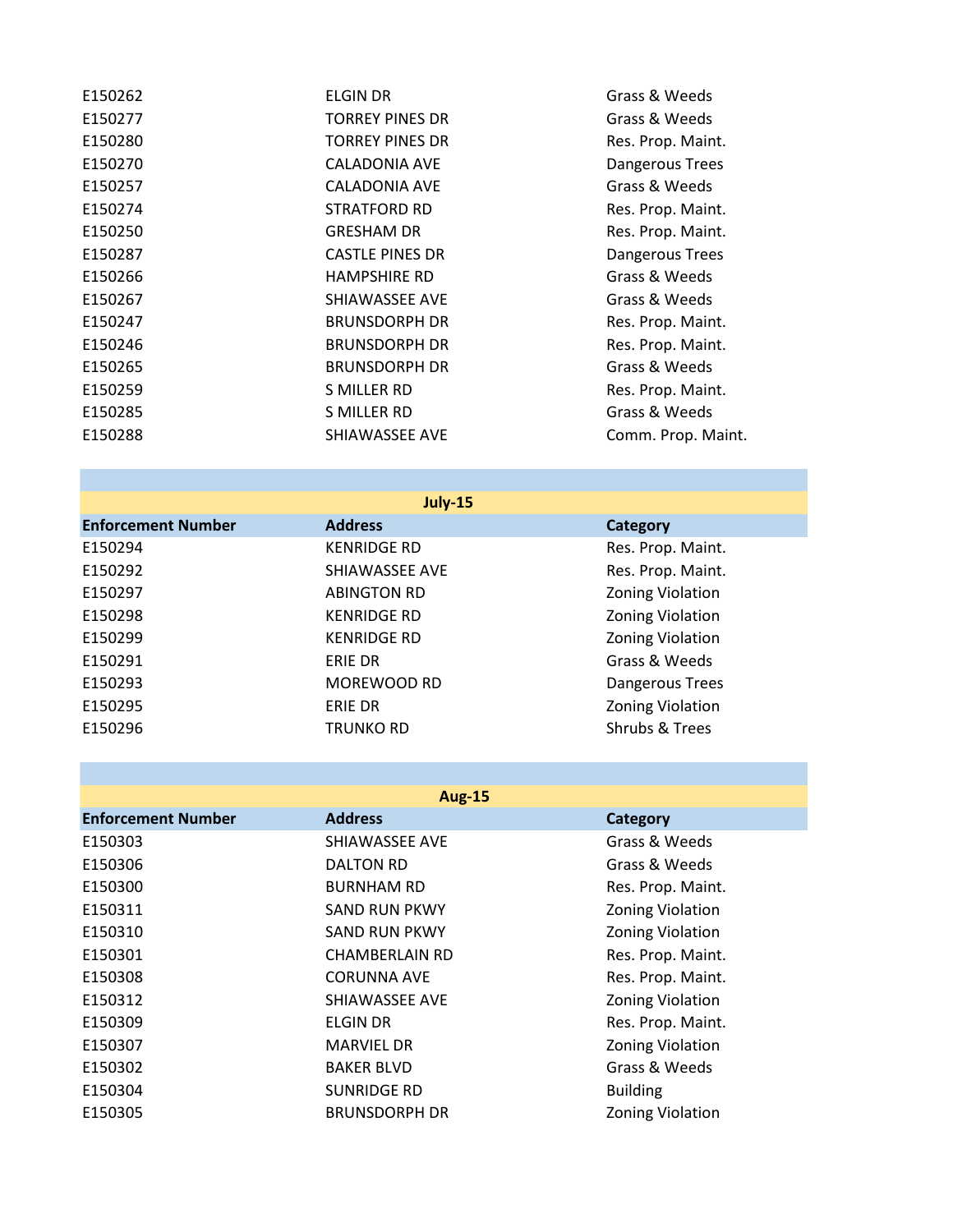| | | |
|---|---|---|
| E150262 | ELGIN DR | Grass & Weeds |
| E150277 | TORREY PINES DR | Grass & Weeds |
| E150280 | TORREY PINES DR | Res. Prop. Maint. |
| E150270 | CALADONIA AVE | Dangerous Trees |
| E150257 | CALADONIA AVE | Grass & Weeds |
| E150274 | STRATFORD RD | Res. Prop. Maint. |
| E150250 | GRESHAM DR | Res. Prop. Maint. |
| E150287 | CASTLE PINES DR | Dangerous Trees |
| E150266 | HAMPSHIRE RD | Grass & Weeds |
| E150267 | SHIAWASSEE AVE | Grass & Weeds |
| E150247 | BRUNSDORPH DR | Res. Prop. Maint. |
| E150246 | BRUNSDORPH DR | Res. Prop. Maint. |
| E150265 | BRUNSDORPH DR | Grass & Weeds |
| E150259 | S MILLER RD | Res. Prop. Maint. |
| E150285 | S MILLER RD | Grass & Weeds |
| E150288 | SHIAWASSEE AVE | Comm. Prop. Maint. |

**July-15**

| Enforcement Number | Address | Category |
|---|---|---|
| E150294 | KENRIDGE RD | Res. Prop. Maint. |
| E150292 | SHIAWASSEE AVE | Res. Prop. Maint. |
| E150297 | ABINGTON RD | Zoning Violation |
| E150298 | KENRIDGE RD | Zoning Violation |
| E150299 | KENRIDGE RD | Zoning Violation |
| E150291 | ERIE DR | Grass & Weeds |
| E150293 | MOREWOOD RD | Dangerous Trees |
| E150295 | ERIE DR | Zoning Violation |
| E150296 | TRUNKO RD | Shrubs & Trees |

**Aug-15**

| Enforcement Number | Address | Category |
|---|---|---|
| E150303 | SHIAWASSEE AVE | Grass & Weeds |
| E150306 | DALTON RD | Grass & Weeds |
| E150300 | BURNHAM RD | Res. Prop. Maint. |
| E150311 | SAND RUN PKWY | Zoning Violation |
| E150310 | SAND RUN PKWY | Zoning Violation |
| E150301 | CHAMBERLAIN RD | Res. Prop. Maint. |
| E150308 | CORUNNA AVE | Res. Prop. Maint. |
| E150312 | SHIAWASSEE AVE | Zoning Violation |
| E150309 | ELGIN DR | Res. Prop. Maint. |
| E150307 | MARVIEL DR | Zoning Violation |
| E150302 | BAKER BLVD | Grass & Weeds |
| E150304 | SUNRIDGE RD | Building |
| E150305 | BRUNSDORPH DR | Zoning Violation |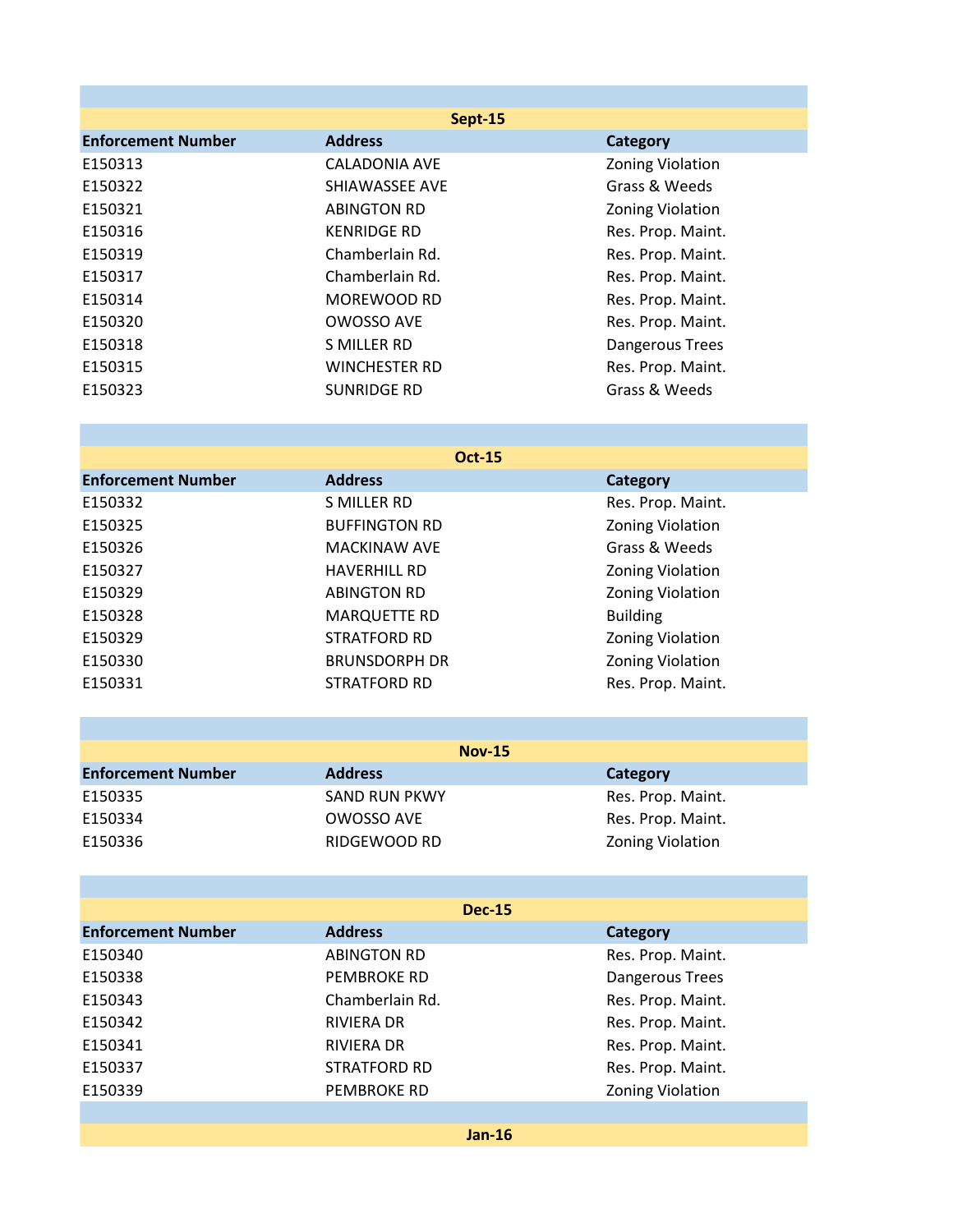**Sept-15**

| Enforcement Number | Address | Category |
|---|---|---|
| E150313 | CALADONIA AVE | Zoning Violation |
| E150322 | SHIAWASSEE AVE | Grass & Weeds |
| E150321 | ABINGTON RD | Zoning Violation |
| E150316 | KENRIDGE RD | Res. Prop. Maint. |
| E150319 | Chamberlain Rd. | Res. Prop. Maint. |
| E150317 | Chamberlain Rd. | Res. Prop. Maint. |
| E150314 | MOREWOOD RD | Res. Prop. Maint. |
| E150320 | OWOSSO AVE | Res. Prop. Maint. |
| E150318 | S MILLER RD | Dangerous Trees |
| E150315 | WINCHESTER RD | Res. Prop. Maint. |
| E150323 | SUNRIDGE RD | Grass & Weeds |

**Oct-15**

| Enforcement Number | Address | Category |
|---|---|---|
| E150332 | S MILLER RD | Res. Prop. Maint. |
| E150325 | BUFFINGTON RD | Zoning Violation |
| E150326 | MACKINAW AVE | Grass & Weeds |
| E150327 | HAVERHILL RD | Zoning Violation |
| E150329 | ABINGTON RD | Zoning Violation |
| E150328 | MARQUETTE RD | Building |
| E150329 | STRATFORD RD | Zoning Violation |
| E150330 | BRUNSDORPH DR | Zoning Violation |
| E150331 | STRATFORD RD | Res. Prop. Maint. |

**Nov-15**

| Enforcement Number | Address | Category |
|---|---|---|
| E150335 | SAND RUN PKWY | Res. Prop. Maint. |
| E150334 | OWOSSO AVE | Res. Prop. Maint. |
| E150336 | RIDGEWOOD RD | Zoning Violation |

**Dec-15**

| Enforcement Number | Address | Category |
|---|---|---|
| E150340 | ABINGTON RD | Res. Prop. Maint. |
| E150338 | PEMBROKE RD | Dangerous Trees |
| E150343 | Chamberlain Rd. | Res. Prop. Maint. |
| E150342 | RIVIERA DR | Res. Prop. Maint. |
| E150341 | RIVIERA DR | Res. Prop. Maint. |
| E150337 | STRATFORD RD | Res. Prop. Maint. |
| E150339 | PEMBROKE RD | Zoning Violation |

**Jan-16**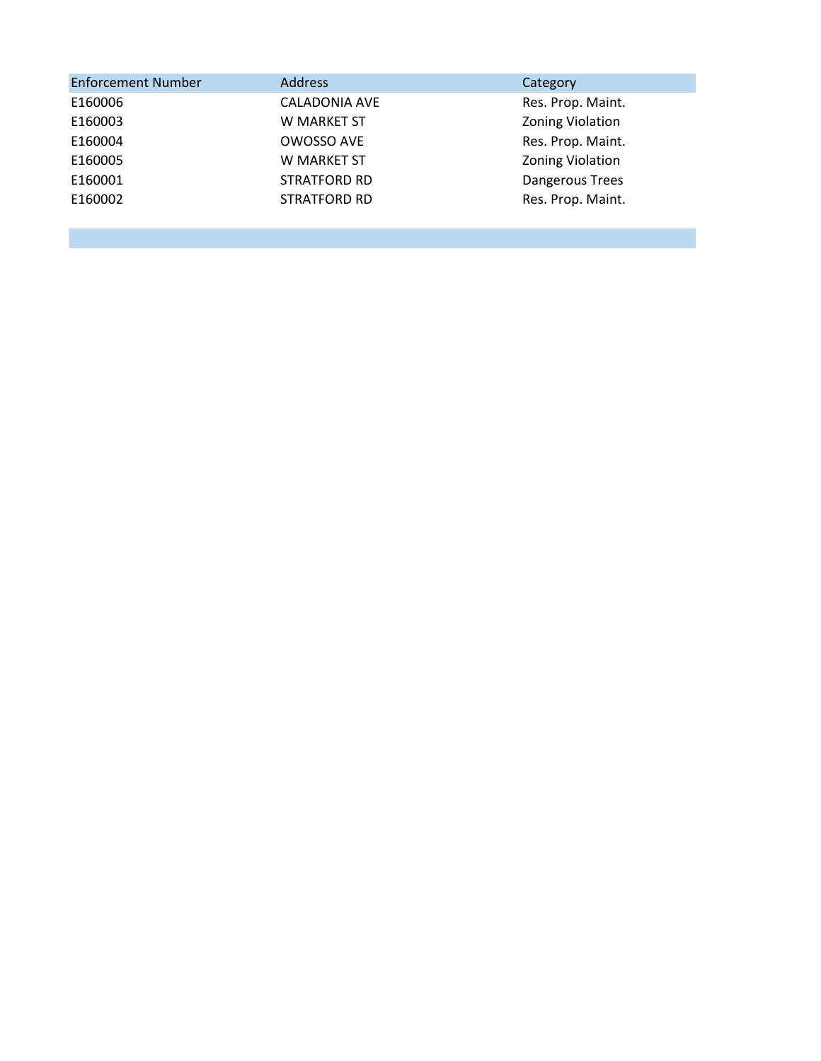| Enforcement Number | Address | Category |
|---|---|---|
| E160006 | CALADONIA AVE | Res. Prop. Maint. |
| E160003 | W MARKET ST | Zoning Violation |
| E160004 | OWOSSO AVE | Res. Prop. Maint. |
| E160005 | W MARKET ST | Zoning Violation |
| E160001 | STRATFORD RD | Dangerous Trees |
| E160002 | STRATFORD RD | Res. Prop. Maint. |